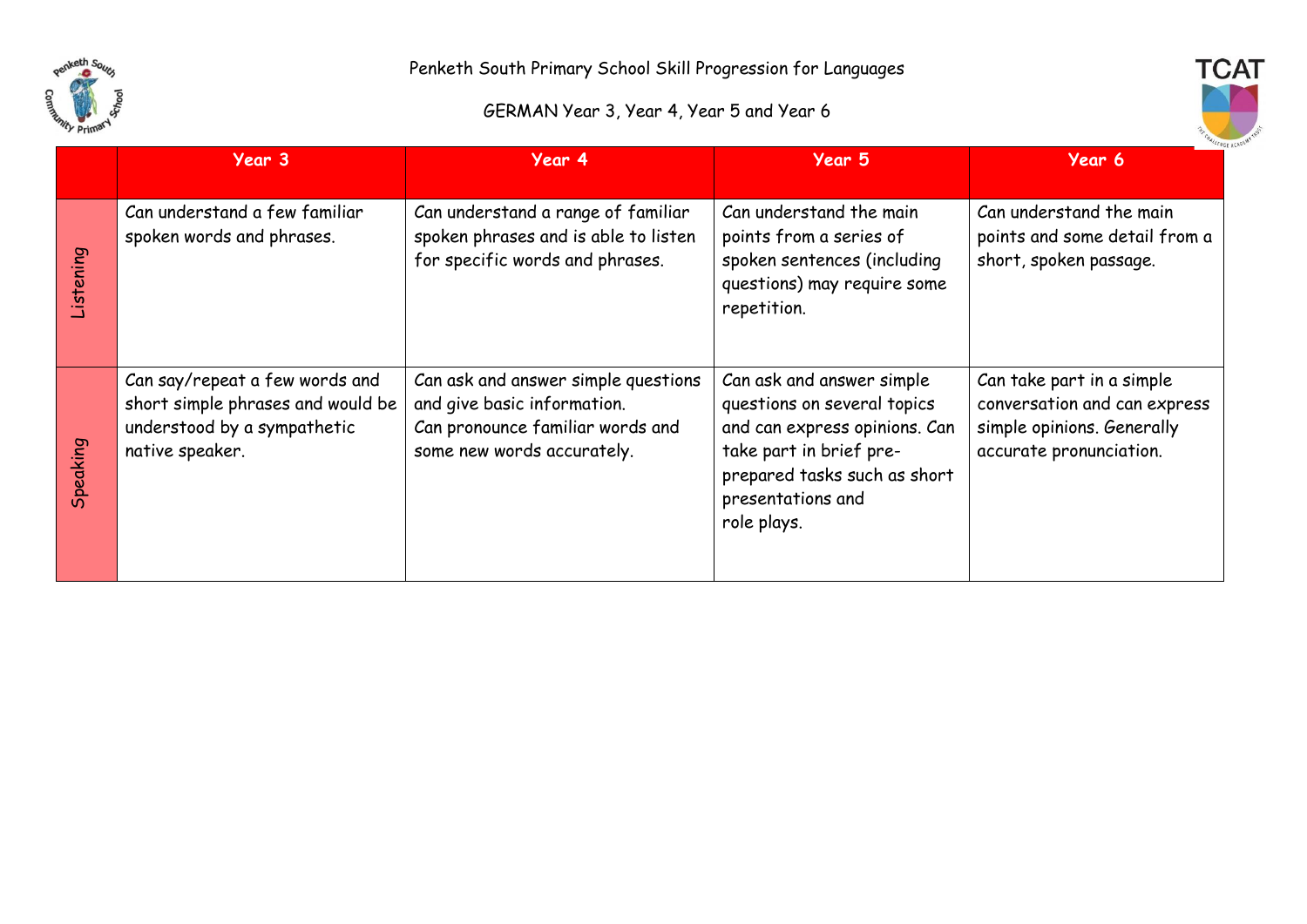Penketh South Primary School Skill Progression for Languages

GERMAN Year 3, Year 4, Year 5 and Year 6

| | Year 3 | Year 4 | Year 5 | Year 6 |
|---|---|---|---|---|
| Listening | Can understand a few familiar spoken words and phrases. | Can understand a range of familiar spoken phrases and is able to listen for specific words and phrases. | Can understand the main points from a series of spoken sentences (including questions) may require some repetition. | Can understand the main points and some detail from a short, spoken passage. |
| Speaking | Can say/repeat a few words and short simple phrases and would be understood by a sympathetic native speaker. | Can ask and answer simple questions and give basic information. Can pronounce familiar words and some new words accurately. | Can ask and answer simple questions on several topics and can express opinions. Can take part in brief pre-prepared tasks such as short presentations and role plays. | Can take part in a simple conversation and can express simple opinions. Generally accurate pronunciation. |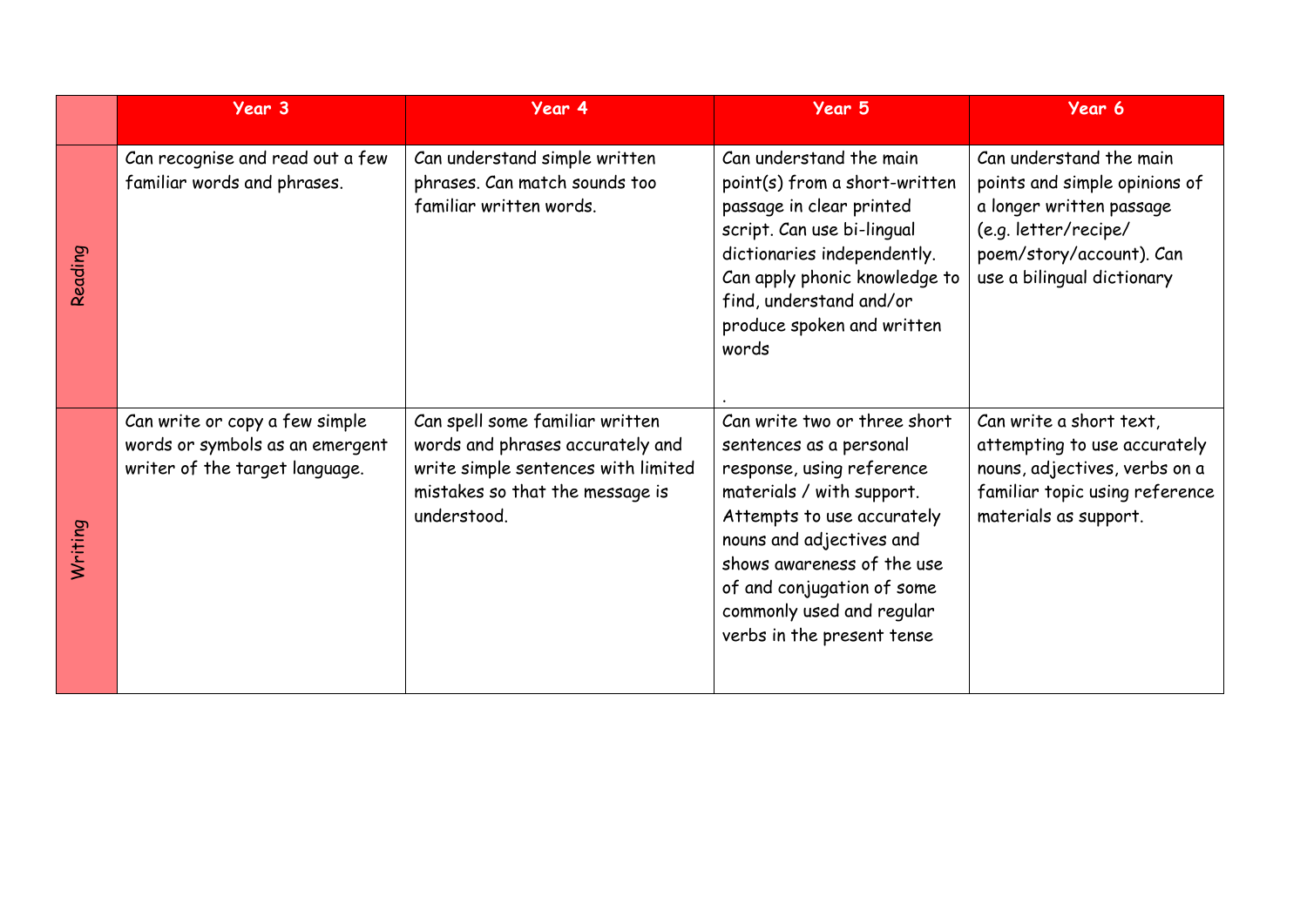| | Year 3 | Year 4 | Year 5 | Year 6 |
|---|---|---|---|---|
| Reading | Can recognise and read out a few familiar words and phrases. | Can understand simple written phrases. Can match sounds too familiar written words. | Can understand the main point(s) from a short-written passage in clear printed script. Can use bi-lingual dictionaries independently. Can apply phonic knowledge to find, understand and/or produce spoken and written words<br><br>. | Can understand the main points and simple opinions of a longer written passage (e.g. letter/recipe/ poem/story/account). Can use a bilingual dictionary |
| Writing | Can write or copy a few simple words or symbols as an emergent writer of the target language. | Can spell some familiar written words and phrases accurately and write simple sentences with limited mistakes so that the message is understood. | Can write two or three short sentences as a personal response, using reference materials / with support. Attempts to use accurately nouns and adjectives and shows awareness of the use of and conjugation of some commonly used and regular verbs in the present tense | Can write a short text, attempting to use accurately nouns, adjectives, verbs on a familiar topic using reference materials as support. |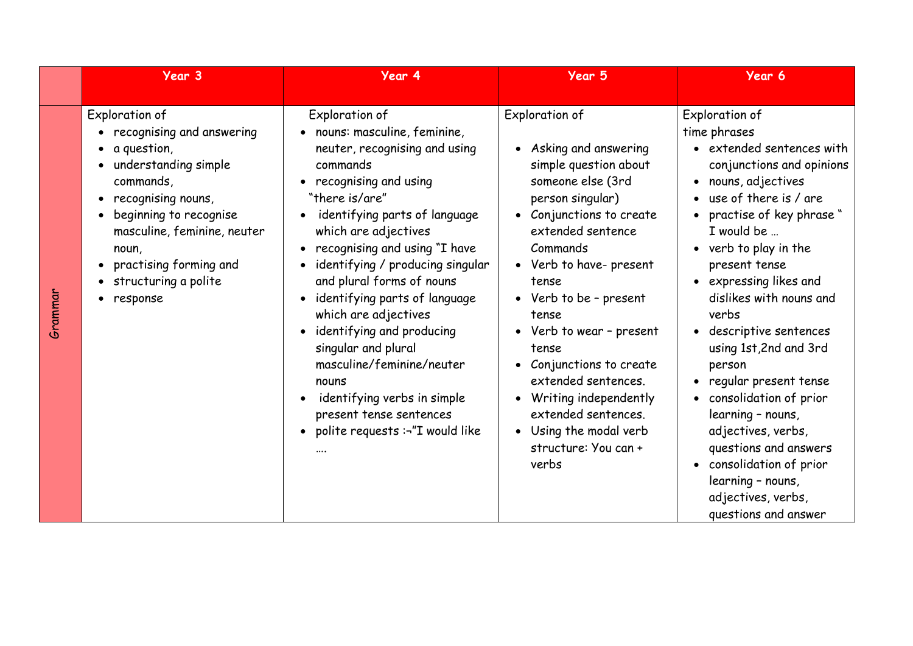| | Year 3 | Year 4 | Year 5 | Year 6 |
|---|---|---|---|---|
| Grammar | Exploration of<br>• recognising and answering<br>• a question,<br>• understanding simple commands,<br>• recognising nouns,<br>• beginning to recognise masculine, feminine, neuter noun,<br>• practising forming and<br>• structuring a polite<br>• response | Exploration of<br>• nouns: masculine, feminine, neuter, recognising and using commands<br>• recognising and using "there is/are"<br>• identifying parts of language which are adjectives<br>• recognising and using "I have<br>• identifying / producing singular and plural forms of nouns<br>• identifying parts of language which are adjectives<br>• identifying and producing singular and plural masculine/feminine/neuter nouns<br>• identifying verbs in simple present tense sentences<br>• polite requests :¬"I would like …. | Exploration of<br>• Asking and answering simple question about someone else (3rd person singular)<br>• Conjunctions to create extended sentence Commands<br>• Verb to have- present tense<br>• Verb to be – present tense<br>• Verb to wear – present tense<br>• Conjunctions to create extended sentences.<br>• Writing independently extended sentences.<br>• Using the modal verb structure: You can + verbs | Exploration of<br>time phrases<br>• extended sentences with conjunctions and opinions<br>• nouns, adjectives<br>• use of there is / are<br>• practise of key phrase " I would be …<br>• verb to play in the present tense<br>• expressing likes and dislikes with nouns and verbs<br>• descriptive sentences using 1st,2nd and 3rd person<br>• regular present tense<br>• consolidation of prior learning – nouns, adjectives, verbs, questions and answers<br>• consolidation of prior learning – nouns, adjectives, verbs, questions and answer |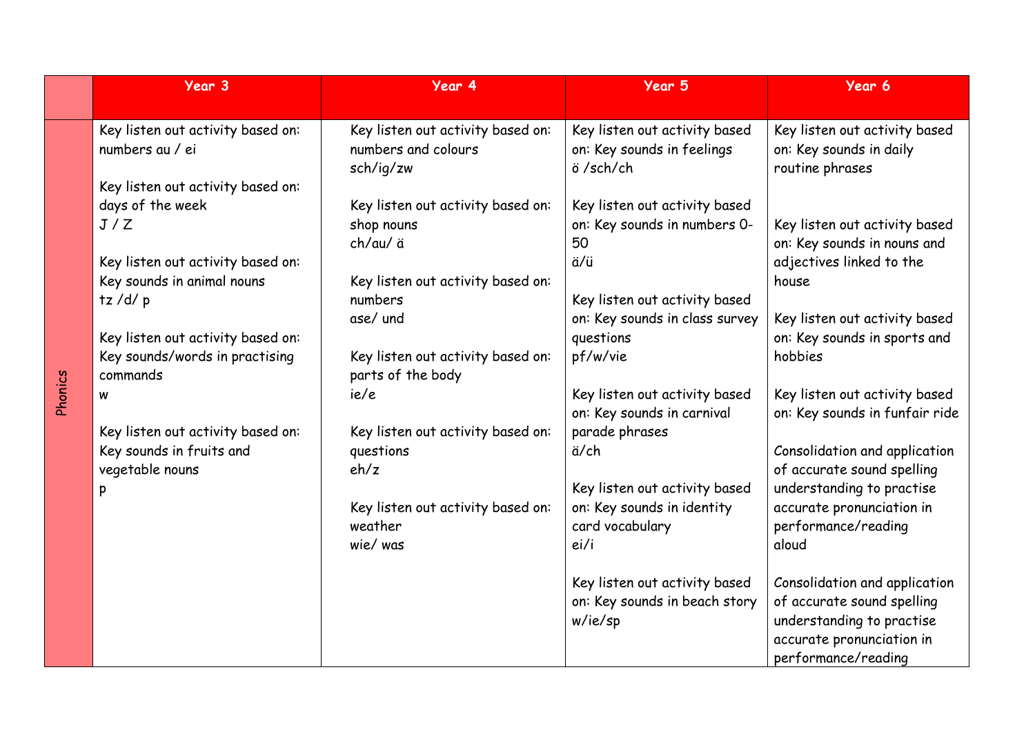| | Year 3 | Year 4 | Year 5 | Year 6 |
|---|---|---|---|---|
| Phonics | Key listen out activity based on: numbers au / ei<br><br>Key listen out activity based on: days of the week<br>J / Z<br><br>Key listen out activity based on: Key sounds in animal nouns<br>tz /d/ p<br><br>Key listen out activity based on: Key sounds/words in practising commands<br>w<br><br>Key listen out activity based on: Key sounds in fruits and vegetable nouns<br>p | Key listen out activity based on: numbers and colours<br>sch/ig/zw<br><br>Key listen out activity based on: shop nouns<br>ch/au/ ä<br><br>Key listen out activity based on: numbers<br>ase/ und<br><br>Key listen out activity based on: parts of the body<br>ie/e<br><br>Key listen out activity based on: questions<br>eh/z<br><br>Key listen out activity based on: weather<br>wie/ was | Key listen out activity based on: Key sounds in feelings<br>ö /sch/ch<br><br>Key listen out activity based on: Key sounds in numbers 0-50<br>ä/ü<br><br>Key listen out activity based on: Key sounds in class survey questions<br>pf/w/vie<br><br>Key listen out activity based on: Key sounds in carnival parade phrases<br>ä/ch<br><br>Key listen out activity based on: Key sounds in identity card vocabulary<br>ei/i<br><br>Key listen out activity based on: Key sounds in beach story<br>w/ie/sp | Key listen out activity based on: Key sounds in daily routine phrases<br><br>Key listen out activity based on: Key sounds in nouns and adjectives linked to the house<br><br>Key listen out activity based on: Key sounds in sports and hobbies<br><br>Key listen out activity based on: Key sounds in funfair ride<br><br>Consolidation and application of accurate sound spelling understanding to practise accurate pronunciation in performance/reading aloud<br><br>Consolidation and application of accurate sound spelling understanding to practise accurate pronunciation in performance/reading |